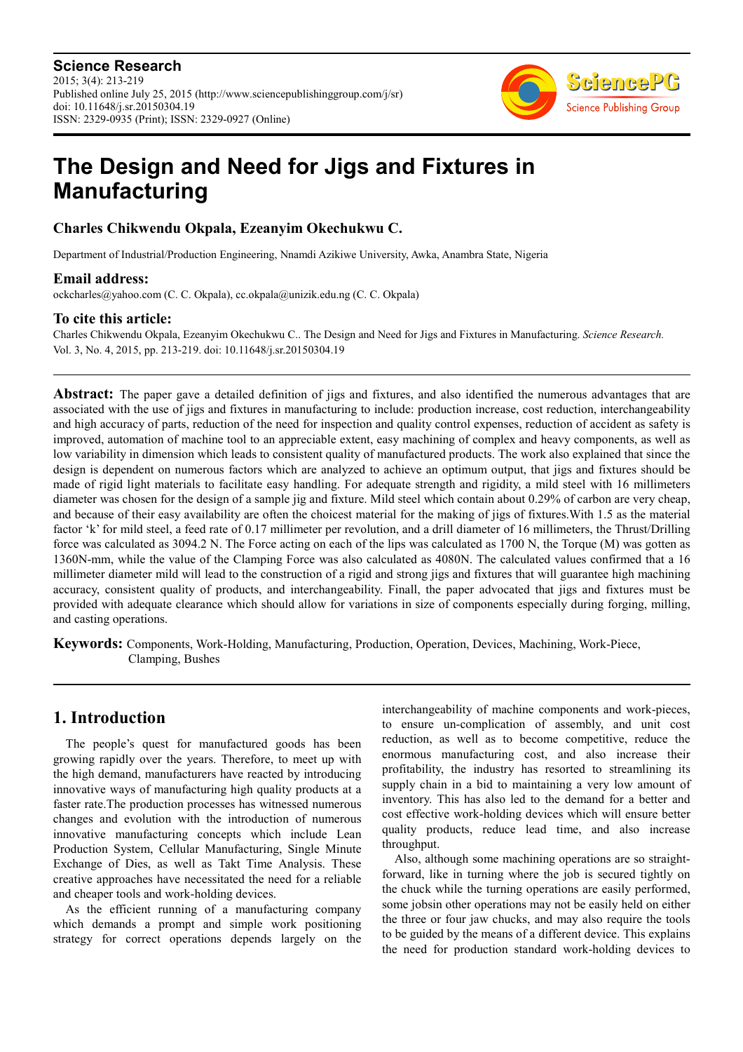**Science Research**
2015; 3(4): 213-219
Published online July 25, 2015 (http://www.sciencepublishinggroup.com/j/sr)
doi: 10.11648/j.sr.20150304.19
ISSN: 2329-0935 (Print); ISSN: 2329-0927 (Online)

# The Design and Need for Jigs and Fixtures in Manufacturing

**Charles Chikwendu Okpala, Ezeanyim Okechukwu C.**

Department of Industrial/Production Engineering, Nnamdi Azikiwe University, Awka, Anambra State, Nigeria

## Email address:

ockcharles@yahoo.com (C. C. Okpala), cc.okpala@unizik.edu.ng (C. C. Okpala)

## To cite this article:

Charles Chikwendu Okpala, Ezeanyim Okechukwu C.. The Design and Need for Jigs and Fixtures in Manufacturing. *Science Research.* Vol. 3, No. 4, 2015, pp. 213-219. doi: 10.11648/j.sr.20150304.19

---

**Abstract:** The paper gave a detailed definition of jigs and fixtures, and also identified the numerous advantages that are associated with the use of jigs and fixtures in manufacturing to include: production increase, cost reduction, interchangeability and high accuracy of parts, reduction of the need for inspection and quality control expenses, reduction of accident as safety is improved, automation of machine tool to an appreciable extent, easy machining of complex and heavy components, as well as low variability in dimension which leads to consistent quality of manufactured products. The work also explained that since the design is dependent on numerous factors which are analyzed to achieve an optimum output, that jigs and fixtures should be made of rigid light materials to facilitate easy handling. For adequate strength and rigidity, a mild steel with 16 millimeters diameter was chosen for the design of a sample jig and fixture. Mild steel which contain about 0.29% of carbon are very cheap, and because of their easy availability are often the choicest material for the making of jigs of fixtures.With 1.5 as the material factor 'k' for mild steel, a feed rate of 0.17 millimeter per revolution, and a drill diameter of 16 millimeters, the Thrust/Drilling force was calculated as 3094.2 N. The Force acting on each of the lips was calculated as 1700 N, the Torque (M) was gotten as 1360N-mm, while the value of the Clamping Force was also calculated as 4080N. The calculated values confirmed that a 16 millimeter diameter mild will lead to the construction of a rigid and strong jigs and fixtures that will guarantee high machining accuracy, consistent quality of products, and interchangeability. Finall, the paper advocated that jigs and fixtures must be provided with adequate clearance which should allow for variations in size of components especially during forging, milling, and casting operations.

**Keywords:** Components, Work-Holding, Manufacturing, Production, Operation, Devices, Machining, Work-Piece, Clamping, Bushes

---

## 1. Introduction

The people's quest for manufactured goods has been growing rapidly over the years. Therefore, to meet up with the high demand, manufacturers have reacted by introducing innovative ways of manufacturing high quality products at a faster rate.The production processes has witnessed numerous changes and evolution with the introduction of numerous innovative manufacturing concepts which include Lean Production System, Cellular Manufacturing, Single Minute Exchange of Dies, as well as Takt Time Analysis. These creative approaches have necessitated the need for a reliable and cheaper tools and work-holding devices.

As the efficient running of a manufacturing company which demands a prompt and simple work positioning strategy for correct operations depends largely on the interchangeability of machine components and work-pieces, to ensure un-complication of assembly, and unit cost reduction, as well as to become competitive, reduce the enormous manufacturing cost, and also increase their profitability, the industry has resorted to streamlining its supply chain in a bid to maintaining a very low amount of inventory. This has also led to the demand for a better and cost effective work-holding devices which will ensure better quality products, reduce lead time, and also increase throughput.

Also, although some machining operations are so straight-forward, like in turning where the job is secured tightly on the chuck while the turning operations are easily performed, some jobsin other operations may not be easily held on either the three or four jaw chucks, and may also require the tools to be guided by the means of a different device. This explains the need for production standard work-holding devices to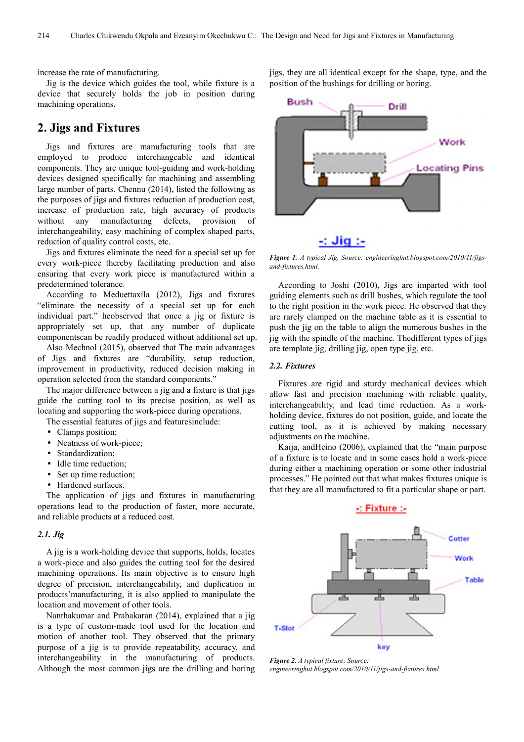increase the rate of manufacturing.

Jig is the device which guides the tool, while fixture is a device that securely holds the job in position during machining operations.

## 2. Jigs and Fixtures

Jigs and fixtures are manufacturing tools that are employed to produce interchangeable and identical components. They are unique tool-guiding and work-holding devices designed specifically for machining and assembling large number of parts. Chennu (2014), listed the following as the purposes of jigs and fixtures reduction of production cost, increase of production rate, high accuracy of products without any manufacturing defects, provision of interchangeability, easy machining of complex shaped parts, reduction of quality control costs, etc.

Jigs and fixtures eliminate the need for a special set up for every work-piece thereby facilitating production and also ensuring that every work piece is manufactured within a predetermined tolerance.

According to Meduettaxila (2012), Jigs and fixtures "eliminate the necessity of a special set up for each individual part." heobserved that once a jig or fixture is appropriately set up, that any number of duplicate componentscan be readily produced without additional set up.

Also Mechnol (2015), observed that The main advantages of Jigs and fixtures are "durability, setup reduction, improvement in productivity, reduced decision making in operation selected from the standard components."

The major difference between a jig and a fixture is that jigs guide the cutting tool to its precise position, as well as locating and supporting the work-piece during operations.

The essential features of jigs and featuresinclude:

- Clamps position;
- Neatness of work-piece;
- Standardization;
- Idle time reduction;
- Set up time reduction;
- Hardened surfaces.

The application of jigs and fixtures in manufacturing operations lead to the production of faster, more accurate, and reliable products at a reduced cost.

### 2.1. Jig

A jig is a work-holding device that supports, holds, locates a work-piece and also guides the cutting tool for the desired machining operations. Its main objective is to ensure high degree of precision, interchangeability, and duplication in products'manufacturing, it is also applied to manipulate the location and movement of other tools.

Nanthakumar and Prabakaran (2014), explained that a jig is a type of custom-made tool used for the location and motion of another tool. They observed that the primary purpose of a jig is to provide repeatability, accuracy, and interchangeability in the manufacturing of products. Although the most common jigs are the drilling and boring jigs, they are all identical except for the shape, type, and the position of the bushings for drilling or boring.

*Figure 1. A typical Jig. Source: engineeringhut.blogspot.com/2010/11/jigs-and-fixtures.html.*

According to Joshi (2010), Jigs are imparted with tool guiding elements such as drill bushes, which regulate the tool to the right position in the work piece. He observed that they are rarely clamped on the machine table as it is essential to push the jig on the table to align the numerous bushes in the jig with the spindle of the machine. Thedifferent types of jigs are template jig, drilling jig, open type jig, etc.

### 2.2. Fixtures

Fixtures are rigid and sturdy mechanical devices which allow fast and precision machining with reliable quality, interchangeability, and lead time reduction. As a work-holding device, fixtures do not position, guide, and locate the cutting tool, as it is achieved by making necessary adjustments on the machine.

Kaija, andHeino (2006), explained that the "main purpose of a fixture is to locate and in some cases hold a work-piece during either a machining operation or some other industrial processes." He pointed out that what makes fixtures unique is that they are all manufactured to fit a particular shape or part.

*Figure 2. A typical fixture: Source: engineeringhut.blogspot.com/2010/11/jigs-and-fixtures.html.*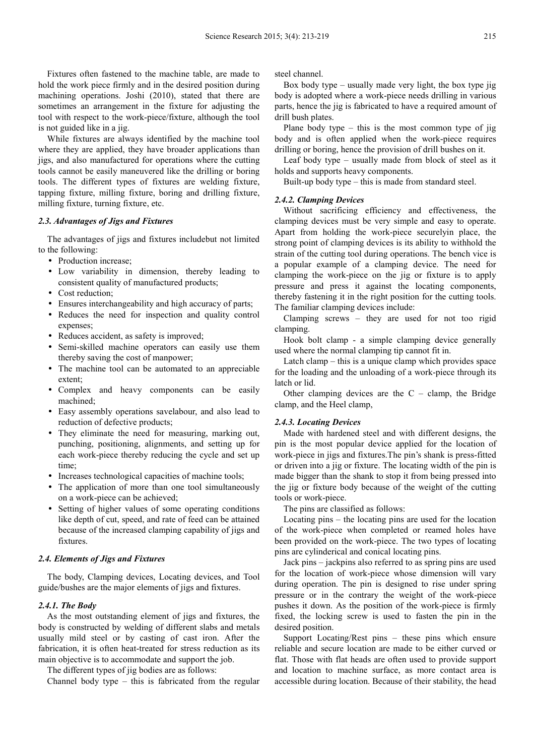Fixtures often fastened to the machine table, are made to hold the work piece firmly and in the desired position during machining operations. Joshi (2010), stated that there are sometimes an arrangement in the fixture for adjusting the tool with respect to the work-piece/fixture, although the tool is not guided like in a jig.

While fixtures are always identified by the machine tool where they are applied, they have broader applications than jigs, and also manufactured for operations where the cutting tools cannot be easily maneuvered like the drilling or boring tools. The different types of fixtures are welding fixture, tapping fixture, milling fixture, boring and drilling fixture, milling fixture, turning fixture, etc.

### 2.3. Advantages of Jigs and Fixtures

The advantages of jigs and fixtures includebut not limited to the following:

- Production increase;
- Low variability in dimension, thereby leading to consistent quality of manufactured products;
- Cost reduction;
- Ensures interchangeability and high accuracy of parts;
- Reduces the need for inspection and quality control expenses;
- Reduces accident, as safety is improved;
- Semi-skilled machine operators can easily use them thereby saving the cost of manpower;
- The machine tool can be automated to an appreciable extent;
- Complex and heavy components can be easily machined;
- Easy assembly operations savelabour, and also lead to reduction of defective products;
- They eliminate the need for measuring, marking out, punching, positioning, alignments, and setting up for each work-piece thereby reducing the cycle and set up time;
- Increases technological capacities of machine tools;
- The application of more than one tool simultaneously on a work-piece can be achieved;
- Setting of higher values of some operating conditions like depth of cut, speed, and rate of feed can be attained because of the increased clamping capability of jigs and fixtures.

### 2.4. Elements of Jigs and Fixtures

The body, Clamping devices, Locating devices, and Tool guide/bushes are the major elements of jigs and fixtures.

#### 2.4.1. The Body

As the most outstanding element of jigs and fixtures, the body is constructed by welding of different slabs and metals usually mild steel or by casting of cast iron. After the fabrication, it is often heat-treated for stress reduction as its main objective is to accommodate and support the job.

The different types of jig bodies are as follows:

Channel body type – this is fabricated from the regular steel channel.

Box body type – usually made very light, the box type jig body is adopted where a work-piece needs drilling in various parts, hence the jig is fabricated to have a required amount of drill bush plates.

Plane body type – this is the most common type of jig body and is often applied when the work-piece requires drilling or boring, hence the provision of drill bushes on it.

Leaf body type – usually made from block of steel as it holds and supports heavy components.

Built-up body type – this is made from standard steel.

#### 2.4.2. Clamping Devices

Without sacrificing efficiency and effectiveness, the clamping devices must be very simple and easy to operate. Apart from holding the work-piece securelyin place, the strong point of clamping devices is its ability to withhold the strain of the cutting tool during operations. The bench vice is a popular example of a clamping device. The need for clamping the work-piece on the jig or fixture is to apply pressure and press it against the locating components, thereby fastening it in the right position for the cutting tools. The familiar clamping devices include:

Clamping screws – they are used for not too rigid clamping.

Hook bolt clamp - a simple clamping device generally used where the normal clamping tip cannot fit in.

Latch clamp – this is a unique clamp which provides space for the loading and the unloading of a work-piece through its latch or lid.

Other clamping devices are the C – clamp, the Bridge clamp, and the Heel clamp,

#### 2.4.3. Locating Devices

Made with hardened steel and with different designs, the pin is the most popular device applied for the location of work-piece in jigs and fixtures.The pin's shank is press-fitted or driven into a jig or fixture. The locating width of the pin is made bigger than the shank to stop it from being pressed into the jig or fixture body because of the weight of the cutting tools or work-piece.

The pins are classified as follows:

Locating pins – the locating pins are used for the location of the work-piece when completed or reamed holes have been provided on the work-piece. The two types of locating pins are cylinderical and conical locating pins.

Jack pins – jackpins also referred to as spring pins are used for the location of work-piece whose dimension will vary during operation. The pin is designed to rise under spring pressure or in the contrary the weight of the work-piece pushes it down. As the position of the work-piece is firmly fixed, the locking screw is used to fasten the pin in the desired position.

Support Locating/Rest pins – these pins which ensure reliable and secure location are made to be either curved or flat. Those with flat heads are often used to provide support and location to machine surface, as more contact area is accessible during location. Because of their stability, the head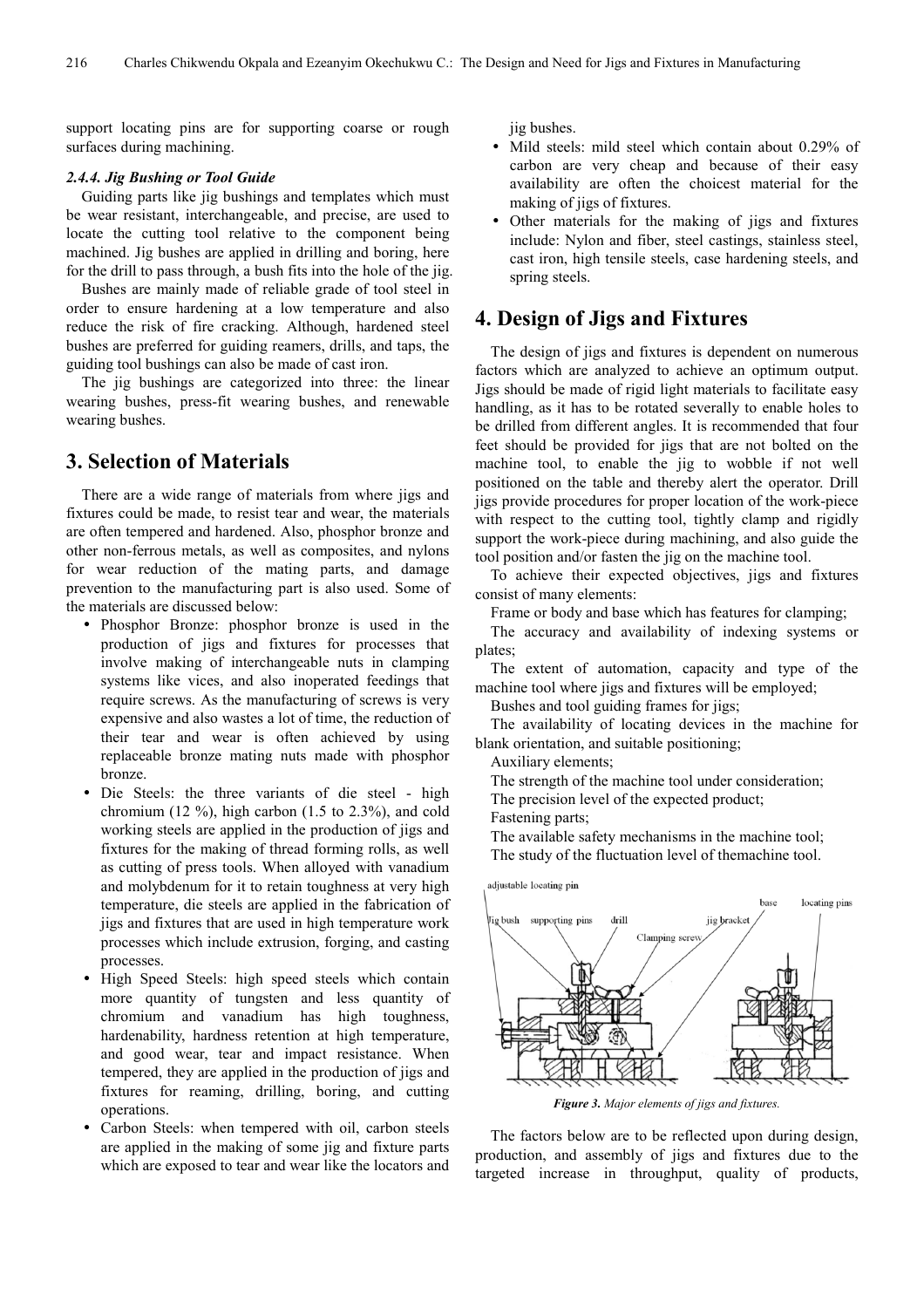support locating pins are for supporting coarse or rough surfaces during machining.

#### *2.4.4. Jig Bushing or Tool Guide*

Guiding parts like jig bushings and templates which must be wear resistant, interchangeable, and precise, are used to locate the cutting tool relative to the component being machined. Jig bushes are applied in drilling and boring, here for the drill to pass through, a bush fits into the hole of the jig.

Bushes are mainly made of reliable grade of tool steel in order to ensure hardening at a low temperature and also reduce the risk of fire cracking. Although, hardened steel bushes are preferred for guiding reamers, drills, and taps, the guiding tool bushings can also be made of cast iron.

The jig bushings are categorized into three: the linear wearing bushes, press-fit wearing bushes, and renewable wearing bushes.

## 3. Selection of Materials

There are a wide range of materials from where jigs and fixtures could be made, to resist tear and wear, the materials are often tempered and hardened. Also, phosphor bronze and other non-ferrous metals, as well as composites, and nylons for wear reduction of the mating parts, and damage prevention to the manufacturing part is also used. Some of the materials are discussed below:

- Phosphor Bronze: phosphor bronze is used in the production of jigs and fixtures for processes that involve making of interchangeable nuts in clamping systems like vices, and also inoperated feedings that require screws. As the manufacturing of screws is very expensive and also wastes a lot of time, the reduction of their tear and wear is often achieved by using replaceable bronze mating nuts made with phosphor bronze.
- Die Steels: the three variants of die steel - high chromium (12 %), high carbon (1.5 to 2.3%), and cold working steels are applied in the production of jigs and fixtures for the making of thread forming rolls, as well as cutting of press tools. When alloyed with vanadium and molybdenum for it to retain toughness at very high temperature, die steels are applied in the fabrication of jigs and fixtures that are used in high temperature work processes which include extrusion, forging, and casting processes.
- High Speed Steels: high speed steels which contain more quantity of tungsten and less quantity of chromium and vanadium has high toughness, hardenability, hardness retention at high temperature, and good wear, tear and impact resistance. When tempered, they are applied in the production of jigs and fixtures for reaming, drilling, boring, and cutting operations.
- Carbon Steels: when tempered with oil, carbon steels are applied in the making of some jig and fixture parts which are exposed to tear and wear like the locators and jig bushes.
- Mild steels: mild steel which contain about 0.29% of carbon are very cheap and because of their easy availability are often the choicest material for the making of jigs of fixtures.
- Other materials for the making of jigs and fixtures include: Nylon and fiber, steel castings, stainless steel, cast iron, high tensile steels, case hardening steels, and spring steels.

## 4. Design of Jigs and Fixtures

The design of jigs and fixtures is dependent on numerous factors which are analyzed to achieve an optimum output. Jigs should be made of rigid light materials to facilitate easy handling, as it has to be rotated severally to enable holes to be drilled from different angles. It is recommended that four feet should be provided for jigs that are not bolted on the machine tool, to enable the jig to wobble if not well positioned on the table and thereby alert the operator. Drill jigs provide procedures for proper location of the work-piece with respect to the cutting tool, tightly clamp and rigidly support the work-piece during machining, and also guide the tool position and/or fasten the jig on the machine tool.

To achieve their expected objectives, jigs and fixtures consist of many elements:

Frame or body and base which has features for clamping;

The accuracy and availability of indexing systems or plates;

The extent of automation, capacity and type of the machine tool where jigs and fixtures will be employed;

Bushes and tool guiding frames for jigs;

The availability of locating devices in the machine for blank orientation, and suitable positioning;

Auxiliary elements;

The strength of the machine tool under consideration;

The precision level of the expected product;

Fastening parts;

The available safety mechanisms in the machine tool;

The study of the fluctuation level of themachine tool.

*Figure 3. Major elements of jigs and fixtures.*

The factors below are to be reflected upon during design, production, and assembly of jigs and fixtures due to the targeted increase in throughput, quality of products,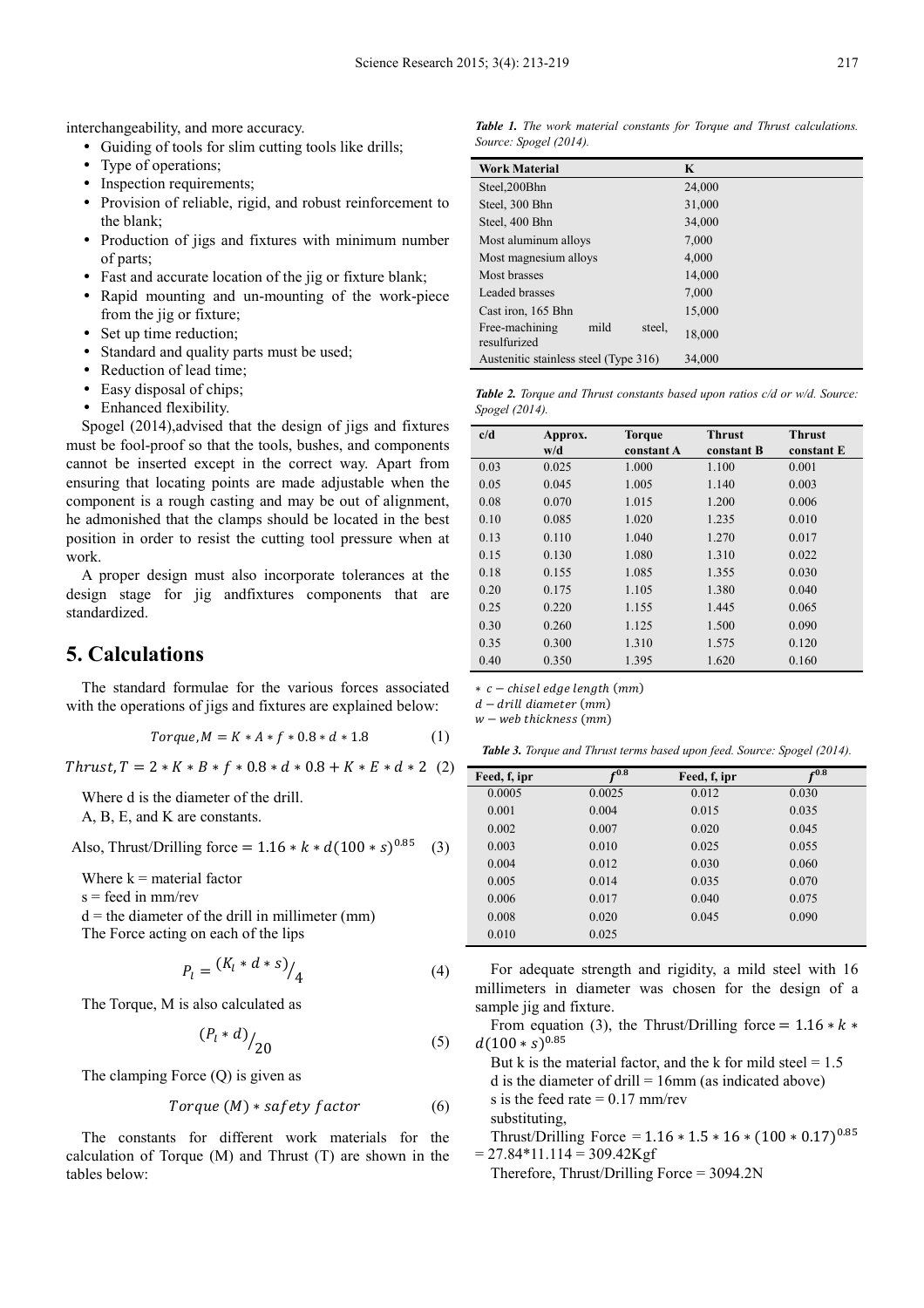interchangeability, and more accuracy.

- Guiding of tools for slim cutting tools like drills;
- Type of operations;
- Inspection requirements;
- Provision of reliable, rigid, and robust reinforcement to the blank;
- Production of jigs and fixtures with minimum number of parts;
- Fast and accurate location of the jig or fixture blank;
- Rapid mounting and un-mounting of the work-piece from the jig or fixture;
- Set up time reduction;
- Standard and quality parts must be used;
- Reduction of lead time;
- Easy disposal of chips;
- Enhanced flexibility.

Spogel (2014),advised that the design of jigs and fixtures must be fool-proof so that the tools, bushes, and components cannot be inserted except in the correct way. Apart from ensuring that locating points are made adjustable when the component is a rough casting and may be out of alignment, he admonished that the clamps should be located in the best position in order to resist the cutting tool pressure when at work.

A proper design must also incorporate tolerances at the design stage for jig andfixtures components that are standardized.

## 5. Calculations

The standard formulae for the various forces associated with the operations of jigs and fixtures are explained below:

$$Torque, M = K * A * f * 0.8 * d * 1.8 \quad (1)$$

$$Thrust, T = 2 * K * B * f * 0.8 * d * 0.8 + K * E * d * 2 \quad (2)$$

Where d is the diameter of the drill.

A, B, E, and K are constants.

Also, Thrust/Drilling force $= 1.16 * k * d(100 * s)^{0.85}$ (3)

Where k = material factor

s = feed in mm/rev

d = the diameter of the drill in millimeter (mm)

The Force acting on each of the lips

$$P_l = {(K_l * d * s)}/{4} \quad (4)$$

The Torque, M is also calculated as

$$(P_l * d)/{20} \quad (5)$$

The clamping Force (Q) is given as

$$Torque\ (M) * safety\ factor \quad (6)$$

The constants for different work materials for the calculation of Torque (M) and Thrust (T) are shown in the tables below:

***Table 1.*** *The work material constants for Torque and Thrust calculations. Source: Spogel (2014).*

| Work Material | K |
|---|---|
| Steel,200Bhn | 24,000 |
| Steel, 300 Bhn | 31,000 |
| Steel, 400 Bhn | 34,000 |
| Most aluminum alloys | 7,000 |
| Most magnesium alloys | 4,000 |
| Most brasses | 14,000 |
| Leaded brasses | 7,000 |
| Cast iron, 165 Bhn | 15,000 |
| Free-machining mild steel, resulfurized | 18,000 |
| Austenitic stainless steel (Type 316) | 34,000 |

***Table 2.*** *Torque and Thrust constants based upon ratios c/d or w/d. Source: Spogel (2014).*

| c/d | Approx. w/d | Torque constant A | Thrust constant B | Thrust constant E |
|---|---|---|---|---|
| 0.03 | 0.025 | 1.000 | 1.100 | 0.001 |
| 0.05 | 0.045 | 1.005 | 1.140 | 0.003 |
| 0.08 | 0.070 | 1.015 | 1.200 | 0.006 |
| 0.10 | 0.085 | 1.020 | 1.235 | 0.010 |
| 0.13 | 0.110 | 1.040 | 1.270 | 0.017 |
| 0.15 | 0.130 | 1.080 | 1.310 | 0.022 |
| 0.18 | 0.155 | 1.085 | 1.355 | 0.030 |
| 0.20 | 0.175 | 1.105 | 1.380 | 0.040 |
| 0.25 | 0.220 | 1.155 | 1.445 | 0.065 |
| 0.30 | 0.260 | 1.125 | 1.500 | 0.090 |
| 0.35 | 0.300 | 1.310 | 1.575 | 0.120 |
| 0.40 | 0.350 | 1.395 | 1.620 | 0.160 |

$*\ c - chisel\ edge\ length\ (mm)$

$d - drill\ diameter\ (mm)$

$w - web\ thickness\ (mm)$

***Table 3.*** *Torque and Thrust terms based upon feed. Source: Spogel (2014).*

| Feed, f, ipr | $f^{0.8}$ | Feed, f, ipr | $f^{0.8}$ |
|---|---|---|---|
| 0.0005 | 0.0025 | 0.012 | 0.030 |
| 0.001 | 0.004 | 0.015 | 0.035 |
| 0.002 | 0.007 | 0.020 | 0.045 |
| 0.003 | 0.010 | 0.025 | 0.055 |
| 0.004 | 0.012 | 0.030 | 0.060 |
| 0.005 | 0.014 | 0.035 | 0.070 |
| 0.006 | 0.017 | 0.040 | 0.075 |
| 0.008 | 0.020 | 0.045 | 0.090 |
| 0.010 | 0.025 | | |

For adequate strength and rigidity, a mild steel with 16 millimeters in diameter was chosen for the design of a sample jig and fixture.

From equation (3), the Thrust/Drilling force $= 1.16 * k * d(100 * s)^{0.85}$

But k is the material factor, and the k for mild steel = 1.5

d is the diameter of drill = 16mm (as indicated above)

s is the feed rate = 0.17 mm/rev

substituting,

Thrust/Drilling Force $= 1.16 * 1.5 * 16 * (100 * 0.17)^{0.85}$ = 27.84*11.114 = 309.42Kgf

Therefore, Thrust/Drilling Force = 3094.2N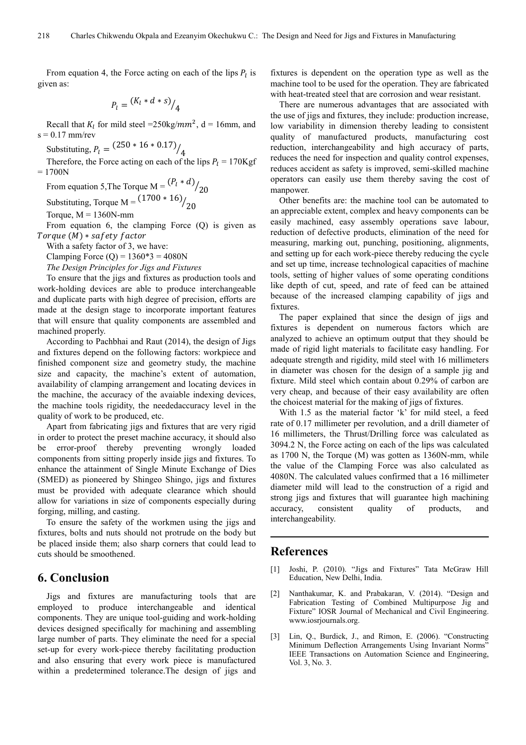From equation 4, the Force acting on each of the lips $P_l$ is given as:

$$P_l = {(K_l * d * s)}/_{4}$$

Recall that $K_l$ for mild steel =250kg/$mm^2$, d = 16mm, and s = 0.17 mm/rev

Substituting, $P_l = {(250 * 16 * 0.17)}/_{4}$

Therefore, the Force acting on each of the lips $P_l$ = 170Kgf = 1700N

From equation 5,The Torque M = ${(P_l * d)}/_{20}$

Substituting, Torque M = ${(1700 * 16)}/_{20}$

Torque, M = 1360N-mm

From equation 6, the clamping Force (Q) is given as $Torque\ (M) * safety\ factor$

With a safety factor of 3, we have:

Clamping Force (Q) = 1360*3 = 4080N

*The Design Principles for Jigs and Fixtures*

To ensure that the jigs and fixtures as production tools and work-holding devices are able to produce interchangeable and duplicate parts with high degree of precision, efforts are made at the design stage to incorporate important features that will ensure that quality components are assembled and machined properly.

According to Pachbhai and Raut (2014), the design of Jigs and fixtures depend on the following factors: workpiece and finished component size and geometry study, the machine size and capacity, the machine's extent of automation, availability of clamping arrangement and locating devices in the machine, the accuracy of the avaiable indexing devices, the machine tools rigidity, the neededaccuracy level in the quality of work to be produced, etc.

Apart from fabricating jigs and fixtures that are very rigid in order to protect the preset machine accuracy, it should also be error-proof thereby preventing wrongly loaded components from sitting properly inside jigs and fixtures. To enhance the attainment of Single Minute Exchange of Dies (SMED) as pioneered by Shingeo Shingo, jigs and fixtures must be provided with adequate clearance which should allow for variations in size of components especially during forging, milling, and casting.

To ensure the safety of the workmen using the jigs and fixtures, bolts and nuts should not protrude on the body but be placed inside them; also sharp corners that could lead to cuts should be smoothened.

## 6. Conclusion

Jigs and fixtures are manufacturing tools that are employed to produce interchangeable and identical components. They are unique tool-guiding and work-holding devices designed specifically for machining and assembling large number of parts. They eliminate the need for a special set-up for every work-piece thereby facilitating production and also ensuring that every work piece is manufactured within a predetermined tolerance.The design of jigs and fixtures is dependent on the operation type as well as the machine tool to be used for the operation. They are fabricated with heat-treated steel that are corrosion and wear resistant.

There are numerous advantages that are associated with the use of jigs and fixtures, they include: production increase, low variability in dimension thereby leading to consistent quality of manufactured products, manufacturing cost reduction, interchangeability and high accuracy of parts, reduces the need for inspection and quality control expenses, reduces accident as safety is improved, semi-skilled machine operators can easily use them thereby saving the cost of manpower.

Other benefits are: the machine tool can be automated to an appreciable extent, complex and heavy components can be easily machined, easy assembly operations save labour, reduction of defective products, elimination of the need for measuring, marking out, punching, positioning, alignments, and setting up for each work-piece thereby reducing the cycle and set up time, increase technological capacities of machine tools, setting of higher values of some operating conditions like depth of cut, speed, and rate of feed can be attained because of the increased clamping capability of jigs and fixtures.

The paper explained that since the design of jigs and fixtures is dependent on numerous factors which are analyzed to achieve an optimum output that they should be made of rigid light materials to facilitate easy handling. For adequate strength and rigidity, mild steel with 16 millimeters in diameter was chosen for the design of a sample jig and fixture. Mild steel which contain about 0.29% of carbon are very cheap, and because of their easy availability are often the choicest material for the making of jigs of fixtures.

With 1.5 as the material factor 'k' for mild steel, a feed rate of 0.17 millimeter per revolution, and a drill diameter of 16 millimeters, the Thrust/Drilling force was calculated as 3094.2 N, the Force acting on each of the lips was calculated as 1700 N, the Torque (M) was gotten as 1360N-mm, while the value of the Clamping Force was also calculated as 4080N. The calculated values confirmed that a 16 millimeter diameter mild will lead to the construction of a rigid and strong jigs and fixtures that will guarantee high machining accuracy, consistent quality of products, and interchangeability.

## References

[1] Joshi, P. (2010). "Jigs and Fixtures" Tata McGraw Hill Education, New Delhi, India.

[2] Nanthakumar, K. and Prabakaran, V. (2014). "Design and Fabrication Testing of Combined Multipurpose Jig and Fixture" IOSR Journal of Mechanical and Civil Engineering. www.iosrjournals.org.

[3] Lin, Q., Burdick, J., and Rimon, E. (2006). "Constructing Minimum Deflection Arrangements Using Invariant Norms" IEEE Transactions on Automation Science and Engineering, Vol. 3, No. 3.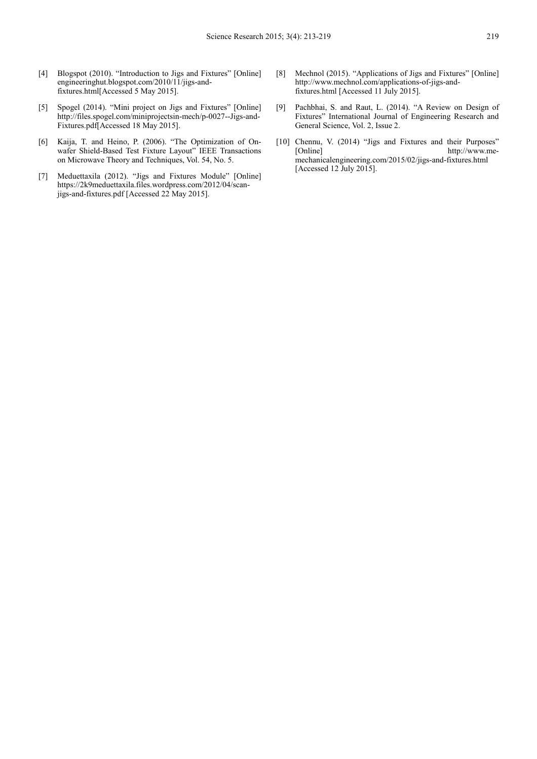[4] Blogspot (2010). "Introduction to Jigs and Fixtures" [Online] engineeringhut.blogspot.com/2010/11/jigs-and-fixtures.html[Accessed 5 May 2015].

[5] Spogel (2014). "Mini project on Jigs and Fixtures" [Online] http://files.spogel.com/miniprojectsin-mech/p-0027--Jigs-and-Fixtures.pdf[Accessed 18 May 2015].

[6] Kaija, T. and Heino, P. (2006). "The Optimization of On-wafer Shield-Based Test Fixture Layout" IEEE Transactions on Microwave Theory and Techniques, Vol. 54, No. 5.

[7] Meduettaxila (2012). "Jigs and Fixtures Module" [Online] https://2k9meduettaxila.files.wordpress.com/2012/04/scan-jigs-and-fixtures.pdf [Accessed 22 May 2015].

[8] Mechnol (2015). "Applications of Jigs and Fixtures" [Online] http://www.mechnol.com/applications-of-jigs-and-fixtures.html [Accessed 11 July 2015].

[9] Pachbhai, S. and Raut, L. (2014). "A Review on Design of Fixtures" International Journal of Engineering Research and General Science, Vol. 2, Issue 2.

[10] Chennu, V. (2014) "Jigs and Fixtures and their Purposes" [Online] http://www.me-mechanicalengineering.com/2015/02/jigs-and-fixtures.html [Accessed 12 July 2015].